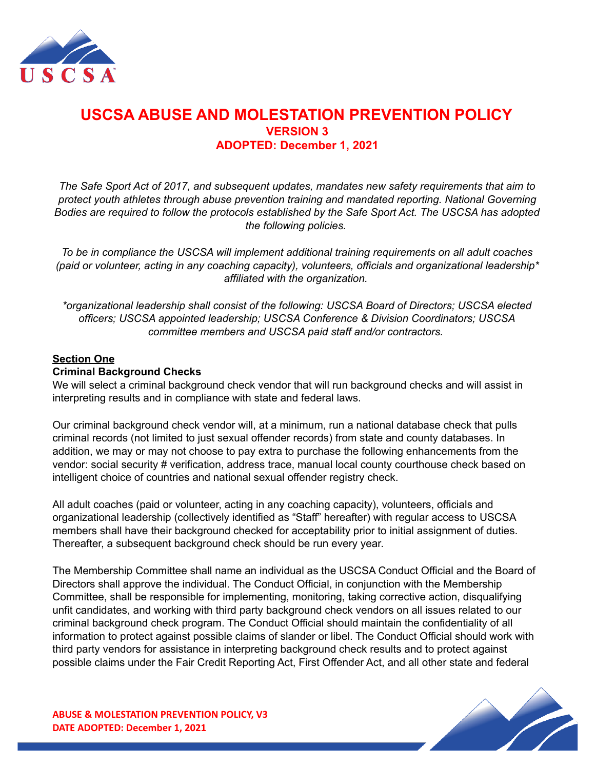# USCSA ABUSE AND MOLESTATION PREVENTION POLICY

## VERSION 3

## ADOPTED: December 1, 2021

*The Safe Sport Act of 2017, and subsequent updates, mandates new safety requirements that aim to protect youth athletes through abuse prevention training and mandated reporting. National Governing Bodies are required to follow the protocols established by the Safe Sport Act. The USCSA has adopted the following policies.*

*To be in compliance the USCSA will implement additional training requirements on all adult coaches (paid or volunteer, acting in any coaching capacity), volunteers, officials and organizational leadership* affiliated with the organization.*

**organizational leadership shall consist of the following: USCSA Board of Directors; USCSA elected officers; USCSA appointed leadership; USCSA Conference & Division Coordinators; USCSA committee members and USCSA paid staff and/or contractors.*

### Section One

**Criminal Background Checks**

We will select a criminal background check vendor that will run background checks and will assist in interpreting results and in compliance with state and federal laws.

Our criminal background check vendor will, at a minimum, run a national database check that pulls criminal records (not limited to just sexual offender records) from state and county databases. In addition, we may or may not choose to pay extra to purchase the following enhancements from the vendor: social security # verification, address trace, manual local county courthouse check based on intelligent choice of countries and national sexual offender registry check.

All adult coaches (paid or volunteer, acting in any coaching capacity), volunteers, officials and organizational leadership (collectively identified as "Staff" hereafter) with regular access to USCSA members shall have their background checked for acceptability prior to initial assignment of duties. Thereafter, a subsequent background check should be run every year.

The Membership Committee shall name an individual as the USCSA Conduct Official and the Board of Directors shall approve the individual. The Conduct Official, in conjunction with the Membership Committee, shall be responsible for implementing, monitoring, taking corrective action, disqualifying unfit candidates, and working with third party background check vendors on all issues related to our criminal background check program. The Conduct Official should maintain the confidentiality of all information to protect against possible claims of slander or libel. The Conduct Official should work with third party vendors for assistance in interpreting background check results and to protect against possible claims under the Fair Credit Reporting Act, First Offender Act, and all other state and federal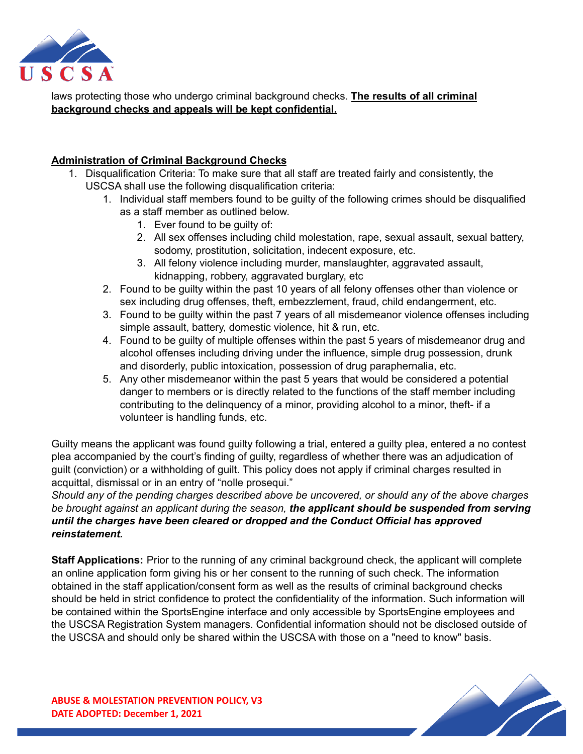laws protecting those who undergo criminal background checks. **<u>The results of all criminal background checks and appeals will be kept confidential.</u>**

**<u>Administration of Criminal Background Checks</u>**

1. Disqualification Criteria: To make sure that all staff are treated fairly and consistently, the USCSA shall use the following disqualification criteria:
    1. Individual staff members found to be guilty of the following crimes should be disqualified as a staff member as outlined below.
        1. Ever found to be guilty of:
        2. All sex offenses including child molestation, rape, sexual assault, sexual battery, sodomy, prostitution, solicitation, indecent exposure, etc.
        3. All felony violence including murder, manslaughter, aggravated assault, kidnapping, robbery, aggravated burglary, etc
    2. Found to be guilty within the past 10 years of all felony offenses other than violence or sex including drug offenses, theft, embezzlement, fraud, child endangerment, etc.
    3. Found to be guilty within the past 7 years of all misdemeanor violence offenses including simple assault, battery, domestic violence, hit & run, etc.
    4. Found to be guilty of multiple offenses within the past 5 years of misdemeanor drug and alcohol offenses including driving under the influence, simple drug possession, drunk and disorderly, public intoxication, possession of drug paraphernalia, etc.
    5. Any other misdemeanor within the past 5 years that would be considered a potential danger to members or is directly related to the functions of the staff member including contributing to the delinquency of a minor, providing alcohol to a minor, theft- if a volunteer is handling funds, etc.

Guilty means the applicant was found guilty following a trial, entered a guilty plea, entered a no contest plea accompanied by the court's finding of guilty, regardless of whether there was an adjudication of guilt (conviction) or a withholding of guilt. This policy does not apply if criminal charges resulted in acquittal, dismissal or in an entry of "nolle prosequi."
*Should any of the pending charges described above be uncovered, or should any of the above charges be brought against an applicant during the season,* ***the applicant should be suspended from serving until the charges have been cleared or dropped and the Conduct Official has approved reinstatement.***

**Staff Applications:** Prior to the running of any criminal background check, the applicant will complete an online application form giving his or her consent to the running of such check. The information obtained in the staff application/consent form as well as the results of criminal background checks should be held in strict confidence to protect the confidentiality of the information. Such information will be contained within the SportsEngine interface and only accessible by SportsEngine employees and the USCSA Registration System managers. Confidential information should not be disclosed outside of the USCSA and should only be shared within the USCSA with those on a "need to know" basis.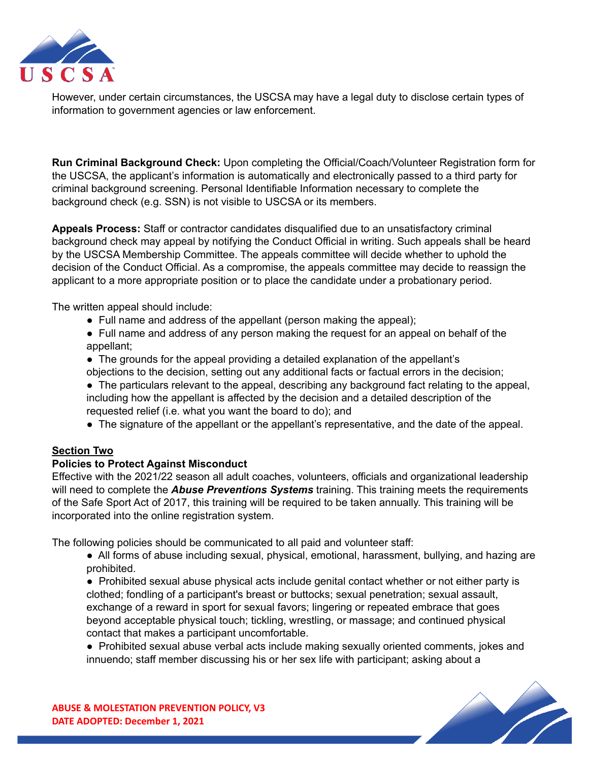However, under certain circumstances, the USCSA may have a legal duty to disclose certain types of information to government agencies or law enforcement.

**Run Criminal Background Check:** Upon completing the Official/Coach/Volunteer Registration form for the USCSA, the applicant's information is automatically and electronically passed to a third party for criminal background screening. Personal Identifiable Information necessary to complete the background check (e.g. SSN) is not visible to USCSA or its members.

**Appeals Process:** Staff or contractor candidates disqualified due to an unsatisfactory criminal background check may appeal by notifying the Conduct Official in writing. Such appeals shall be heard by the USCSA Membership Committee. The appeals committee will decide whether to uphold the decision of the Conduct Official. As a compromise, the appeals committee may decide to reassign the applicant to a more appropriate position or to place the candidate under a probationary period.

The written appeal should include:

- Full name and address of the appellant (person making the appeal);
- Full name and address of any person making the request for an appeal on behalf of the appellant;
- The grounds for the appeal providing a detailed explanation of the appellant's objections to the decision, setting out any additional facts or factual errors in the decision;
- The particulars relevant to the appeal, describing any background fact relating to the appeal, including how the appellant is affected by the decision and a detailed description of the requested relief (i.e. what you want the board to do); and
- The signature of the appellant or the appellant's representative, and the date of the appeal.

## Section Two

### Policies to Protect Against Misconduct

Effective with the 2021/22 season all adult coaches, volunteers, officials and organizational leadership will need to complete the ***Abuse Preventions Systems*** training. This training meets the requirements of the Safe Sport Act of 2017, this training will be required to be taken annually. This training will be incorporated into the online registration system.

The following policies should be communicated to all paid and volunteer staff:

- All forms of abuse including sexual, physical, emotional, harassment, bullying, and hazing are prohibited.
- Prohibited sexual abuse physical acts include genital contact whether or not either party is clothed; fondling of a participant's breast or buttocks; sexual penetration; sexual assault, exchange of a reward in sport for sexual favors; lingering or repeated embrace that goes beyond acceptable physical touch; tickling, wrestling, or massage; and continued physical contact that makes a participant uncomfortable.
- Prohibited sexual abuse verbal acts include making sexually oriented comments, jokes and innuendo; staff member discussing his or her sex life with participant; asking about a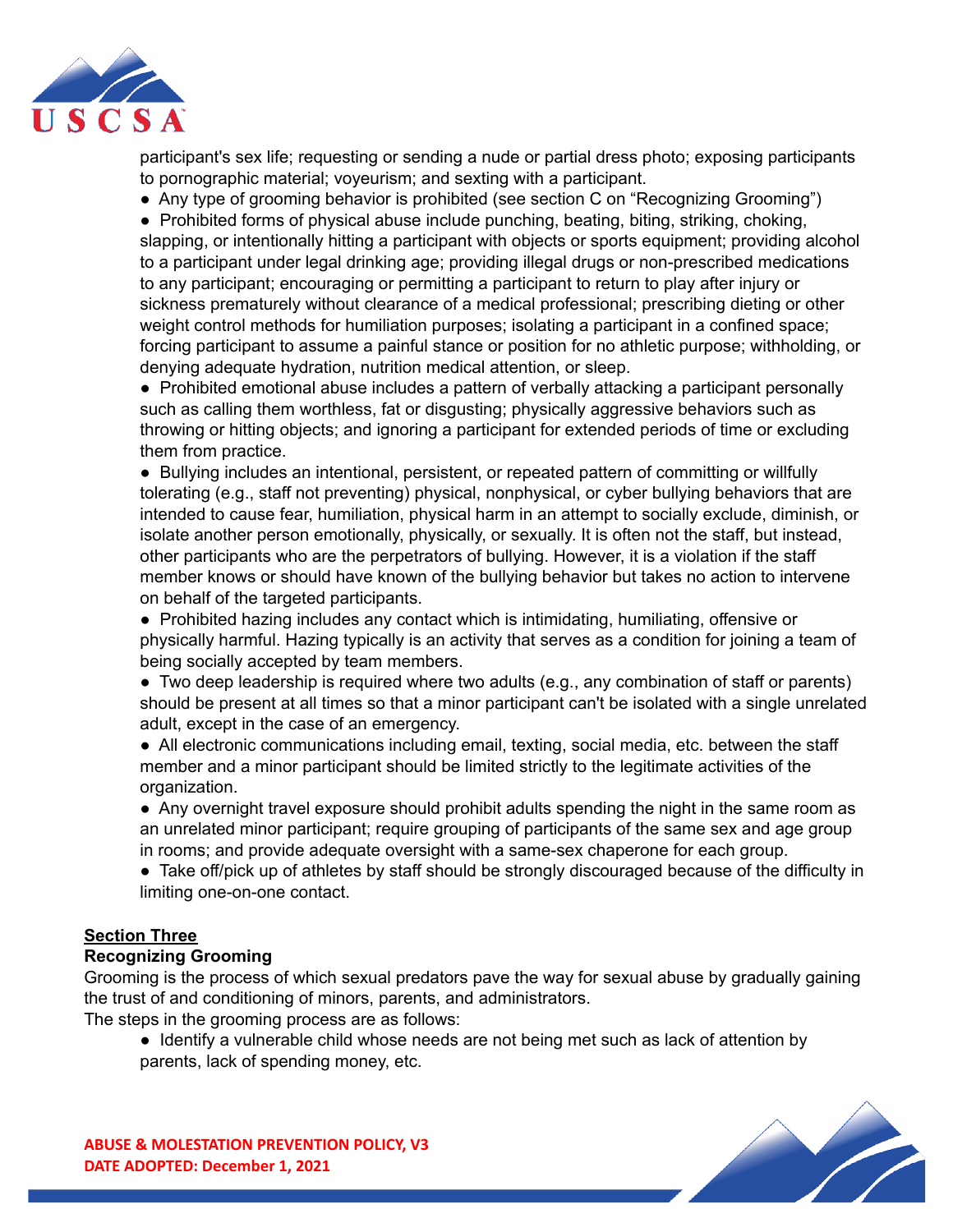participant's sex life; requesting or sending a nude or partial dress photo; exposing participants to pornographic material; voyeurism; and sexting with a participant.

- Any type of grooming behavior is prohibited (see section C on "Recognizing Grooming")
- Prohibited forms of physical abuse include punching, beating, biting, striking, choking, slapping, or intentionally hitting a participant with objects or sports equipment; providing alcohol to a participant under legal drinking age; providing illegal drugs or non-prescribed medications to any participant; encouraging or permitting a participant to return to play after injury or sickness prematurely without clearance of a medical professional; prescribing dieting or other weight control methods for humiliation purposes; isolating a participant in a confined space; forcing participant to assume a painful stance or position for no athletic purpose; withholding, or denying adequate hydration, nutrition medical attention, or sleep.
- Prohibited emotional abuse includes a pattern of verbally attacking a participant personally such as calling them worthless, fat or disgusting; physically aggressive behaviors such as throwing or hitting objects; and ignoring a participant for extended periods of time or excluding them from practice.
- Bullying includes an intentional, persistent, or repeated pattern of committing or willfully tolerating (e.g., staff not preventing) physical, nonphysical, or cyber bullying behaviors that are intended to cause fear, humiliation, physical harm in an attempt to socially exclude, diminish, or isolate another person emotionally, physically, or sexually. It is often not the staff, but instead, other participants who are the perpetrators of bullying. However, it is a violation if the staff member knows or should have known of the bullying behavior but takes no action to intervene on behalf of the targeted participants.
- Prohibited hazing includes any contact which is intimidating, humiliating, offensive or physically harmful. Hazing typically is an activity that serves as a condition for joining a team of being socially accepted by team members.
- Two deep leadership is required where two adults (e.g., any combination of staff or parents) should be present at all times so that a minor participant can't be isolated with a single unrelated adult, except in the case of an emergency.
- All electronic communications including email, texting, social media, etc. between the staff member and a minor participant should be limited strictly to the legitimate activities of the organization.
- Any overnight travel exposure should prohibit adults spending the night in the same room as an unrelated minor participant; require grouping of participants of the same sex and age group in rooms; and provide adequate oversight with a same-sex chaperone for each group.
- Take off/pick up of athletes by staff should be strongly discouraged because of the difficulty in limiting one-on-one contact.

## Section Three

### Recognizing Grooming

Grooming is the process of which sexual predators pave the way for sexual abuse by gradually gaining the trust of and conditioning of minors, parents, and administrators.

The steps in the grooming process are as follows:

- Identify a vulnerable child whose needs are not being met such as lack of attention by parents, lack of spending money, etc.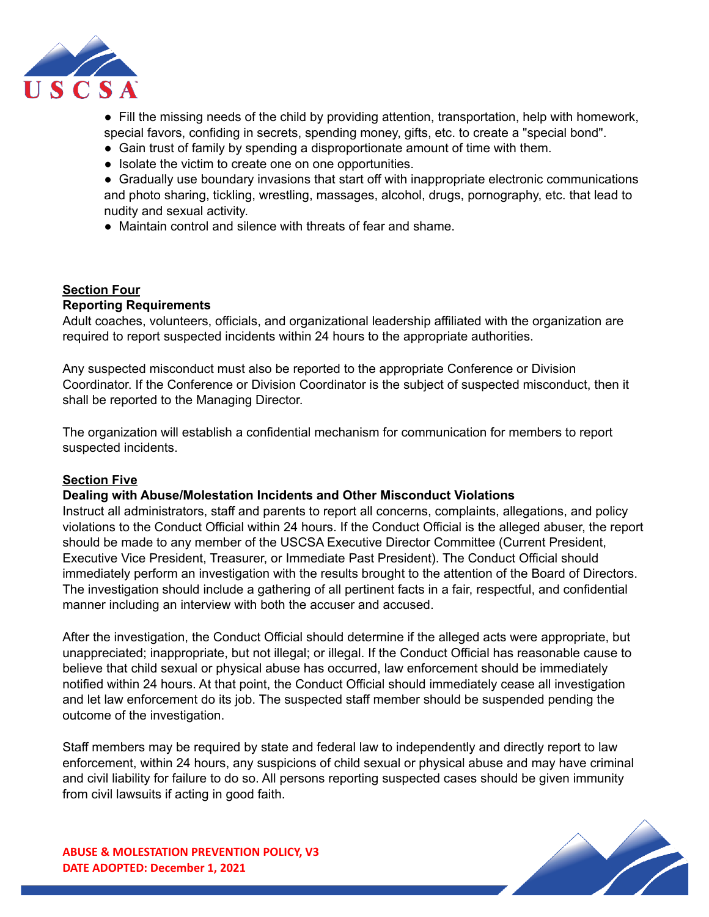- Fill the missing needs of the child by providing attention, transportation, help with homework, special favors, confiding in secrets, spending money, gifts, etc. to create a "special bond".
- Gain trust of family by spending a disproportionate amount of time with them.
- Isolate the victim to create one on one opportunities.
- Gradually use boundary invasions that start off with inappropriate electronic communications and photo sharing, tickling, wrestling, massages, alcohol, drugs, pornography, etc. that lead to nudity and sexual activity.
- Maintain control and silence with threats of fear and shame.

## Section Four

**Reporting Requirements**

Adult coaches, volunteers, officials, and organizational leadership affiliated with the organization are required to report suspected incidents within 24 hours to the appropriate authorities.

Any suspected misconduct must also be reported to the appropriate Conference or Division Coordinator. If the Conference or Division Coordinator is the subject of suspected misconduct, then it shall be reported to the Managing Director.

The organization will establish a confidential mechanism for communication for members to report suspected incidents.

## Section Five

**Dealing with Abuse/Molestation Incidents and Other Misconduct Violations**

Instruct all administrators, staff and parents to report all concerns, complaints, allegations, and policy violations to the Conduct Official within 24 hours. If the Conduct Official is the alleged abuser, the report should be made to any member of the USCSA Executive Director Committee (Current President, Executive Vice President, Treasurer, or Immediate Past President). The Conduct Official should immediately perform an investigation with the results brought to the attention of the Board of Directors. The investigation should include a gathering of all pertinent facts in a fair, respectful, and confidential manner including an interview with both the accuser and accused.

After the investigation, the Conduct Official should determine if the alleged acts were appropriate, but unappreciated; inappropriate, but not illegal; or illegal. If the Conduct Official has reasonable cause to believe that child sexual or physical abuse has occurred, law enforcement should be immediately notified within 24 hours. At that point, the Conduct Official should immediately cease all investigation and let law enforcement do its job. The suspected staff member should be suspended pending the outcome of the investigation.

Staff members may be required by state and federal law to independently and directly report to law enforcement, within 24 hours, any suspicions of child sexual or physical abuse and may have criminal and civil liability for failure to do so. All persons reporting suspected cases should be given immunity from civil lawsuits if acting in good faith.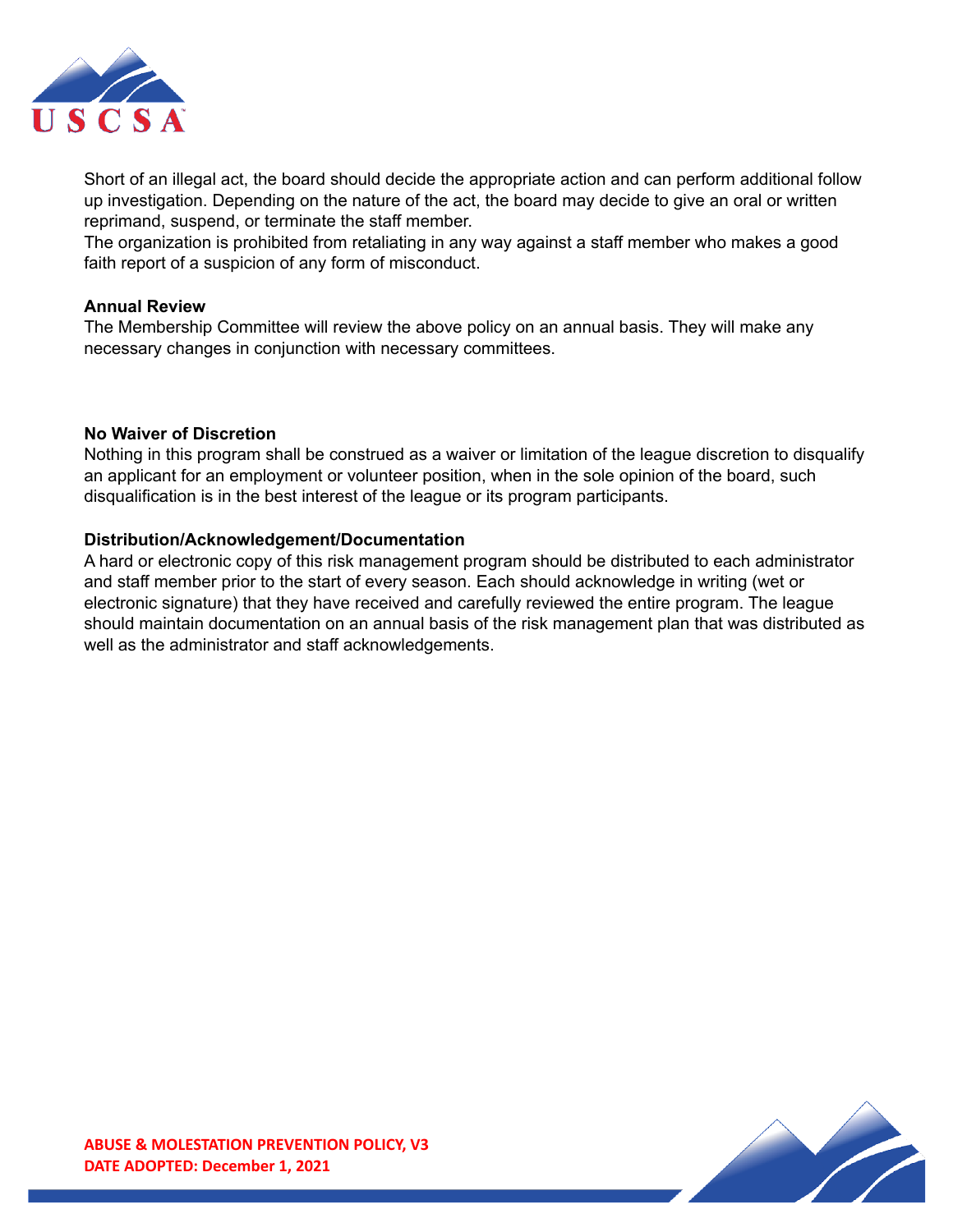Short of an illegal act, the board should decide the appropriate action and can perform additional follow up investigation. Depending on the nature of the act, the board may decide to give an oral or written reprimand, suspend, or terminate the staff member.
The organization is prohibited from retaliating in any way against a staff member who makes a good faith report of a suspicion of any form of misconduct.

**Annual Review**
The Membership Committee will review the above policy on an annual basis. They will make any necessary changes in conjunction with necessary committees.

**No Waiver of Discretion**
Nothing in this program shall be construed as a waiver or limitation of the league discretion to disqualify an applicant for an employment or volunteer position, when in the sole opinion of the board, such disqualification is in the best interest of the league or its program participants.

**Distribution/Acknowledgement/Documentation**
A hard or electronic copy of this risk management program should be distributed to each administrator and staff member prior to the start of every season. Each should acknowledge in writing (wet or electronic signature) that they have received and carefully reviewed the entire program. The league should maintain documentation on an annual basis of the risk management plan that was distributed as well as the administrator and staff acknowledgements.